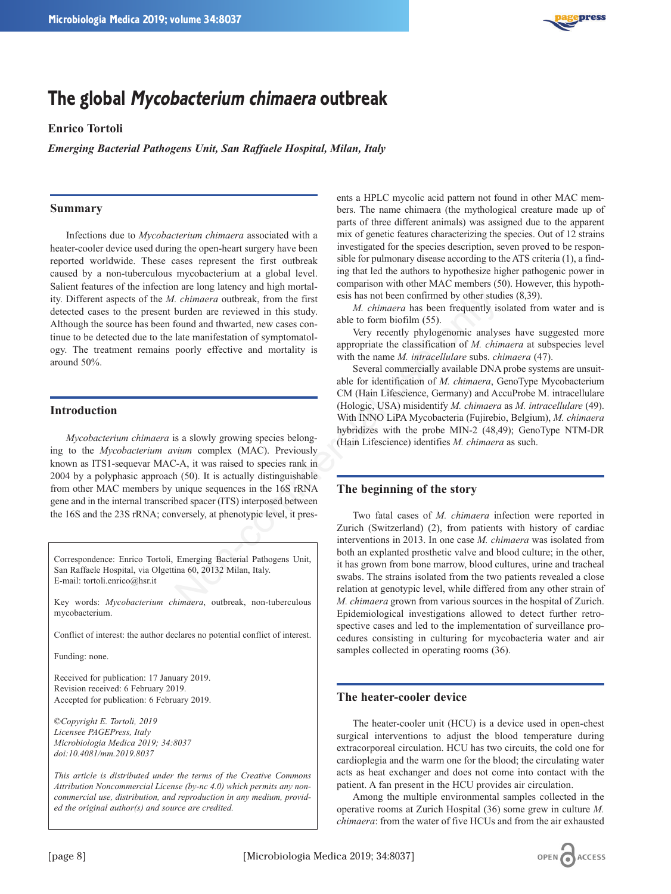# The global *Mycobacterium chimaera* outbreak

**Enrico Tortoli**

***Emerging Bacterial Pathogens Unit, San Raffaele Hospital, Milan, Italy***

## Summary

Infections due to *Mycobacterium chimaera* associated with a heater-cooler device used during the open-heart surgery have been reported worldwide. These cases represent the first outbreak caused by a non-tuberculous mycobacterium at a global level. Salient features of the infection are long latency and high mortality. Different aspects of the *M. chimaera* outbreak, from the first detected cases to the present burden are reviewed in this study. Although the source has been found and thwarted, new cases continue to be detected due to the late manifestation of symptomatology. The treatment remains poorly effective and mortality is around 50%.

## Introduction

*Mycobacterium chimaera* is a slowly growing species belonging to the *Mycobacterium avium* complex (MAC). Previously known as ITS1-sequevar MAC-A, it was raised to species rank in 2004 by a polyphasic approach (50). It is actually distinguishable from other MAC members by unique sequences in the 16S rRNA gene and in the internal transcribed spacer (ITS) interposed between the 16S and the 23S rRNA; conversely, at phenotypic level, it presents a HPLC mycolic acid pattern not found in other MAC members. The name chimaera (the mythological creature made up of parts of three different animals) was assigned due to the apparent mix of genetic features characterizing the species. Out of 12 strains investigated for the species description, seven proved to be responsible for pulmonary disease according to the ATS criteria (1), a finding that led the authors to hypothesize higher pathogenic power in comparison with other MAC members (50). However, this hypothesis has not been confirmed by other studies (8,39).

*M. chimaera* has been frequently isolated from water and is able to form biofilm (55).

Very recently phylogenomic analyses have suggested more appropriate the classification of *M. chimaera* at subspecies level with the name *M. intracellulare* subs. *chimaera* (47).

Several commercially available DNA probe systems are unsuitable for identification of *M. chimaera*, GenoType Mycobacterium CM (Hain Lifescience, Germany) and AccuProbe M. intracellulare (Hologic, USA) misidentify *M. chimaera* as *M. intracellulare* (49). With INNO LiPA Mycobacteria (Fujirebio, Belgium), *M. chimaera* hybridizes with the probe MIN-2 (48,49); GenoType NTM-DR (Hain Lifescience) identifies *M. chimaera* as such.

Correspondence: Enrico Tortoli, Emerging Bacterial Pathogens Unit, San Raffaele Hospital, via Olgettina 60, 20132 Milan, Italy.
E-mail: tortoli.enrico@hsr.it

Key words: *Mycobacterium chimaera*, outbreak, non-tuberculous mycobacterium.

Conflict of interest: the author declares no potential conflict of interest.

Funding: none.

Received for publication: 17 January 2019.
Revision received: 6 February 2019.
Accepted for publication: 6 February 2019.

*©Copyright E. Tortoli, 2019*
*Licensee PAGEPress, Italy*
*Microbiologia Medica 2019; 34:8037*
*doi:10.4081/mm.2019.8037*

*This article is distributed under the terms of the Creative Commons Attribution Noncommercial License (by-nc 4.0) which permits any noncommercial use, distribution, and reproduction in any medium, provided the original author(s) and source are credited.*

## The beginning of the story

Two fatal cases of *M. chimaera* infection were reported in Zurich (Switzerland) (2), from patients with history of cardiac interventions in 2013. In one case *M. chimaera* was isolated from both an explanted prosthetic valve and blood culture; in the other, it has grown from bone marrow, blood cultures, urine and tracheal swabs. The strains isolated from the two patients revealed a close relation at genotypic level, while differed from any other strain of *M. chimaera* grown from various sources in the hospital of Zurich. Epidemiological investigations allowed to detect further retrospective cases and led to the implementation of surveillance procedures consisting in culturing for mycobacteria water and air samples collected in operating rooms (36).

## The heater-cooler device

The heater-cooler unit (HCU) is a device used in open-chest surgical interventions to adjust the blood temperature during extracorporeal circulation. HCU has two circuits, the cold one for cardioplegia and the warm one for the blood; the circulating water acts as heat exchanger and does not come into contact with the patient. A fan present in the HCU provides air circulation.

Among the multiple environmental samples collected in the operative rooms at Zurich Hospital (36) some grew in culture *M. chimaera*: from the water of five HCUs and from the air exhausted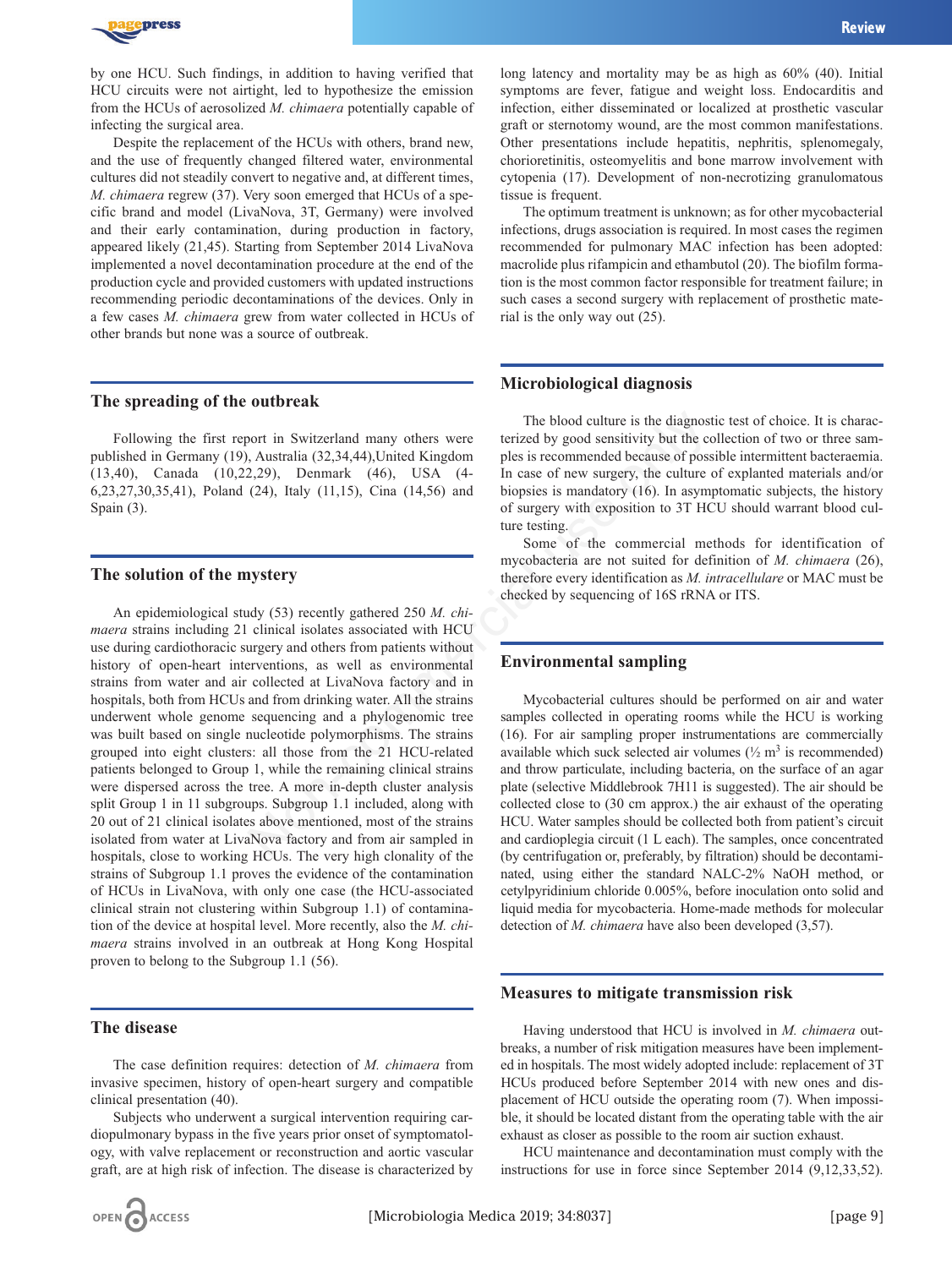by one HCU. Such findings, in addition to having verified that HCU circuits were not airtight, led to hypothesize the emission from the HCUs of aerosolized *M. chimaera* potentially capable of infecting the surgical area.

Despite the replacement of the HCUs with others, brand new, and the use of frequently changed filtered water, environmental cultures did not steadily convert to negative and, at different times, *M. chimaera* regrew (37). Very soon emerged that HCUs of a specific brand and model (LivaNova, 3T, Germany) were involved and their early contamination, during production in factory, appeared likely (21,45). Starting from September 2014 LivaNova implemented a novel decontamination procedure at the end of the production cycle and provided customers with updated instructions recommending periodic decontaminations of the devices. Only in a few cases *M. chimaera* grew from water collected in HCUs of other brands but none was a source of outbreak.

## The spreading of the outbreak

Following the first report in Switzerland many others were published in Germany (19), Australia (32,34,44),United Kingdom (13,40), Canada (10,22,29), Denmark (46), USA (4-6,23,27,30,35,41), Poland (24), Italy (11,15), Cina (14,56) and Spain (3).

## The solution of the mystery

An epidemiological study (53) recently gathered 250 *M. chimaera* strains including 21 clinical isolates associated with HCU use during cardiothoracic surgery and others from patients without history of open-heart interventions, as well as environmental strains from water and air collected at LivaNova factory and in hospitals, both from HCUs and from drinking water. All the strains underwent whole genome sequencing and a phylogenomic tree was built based on single nucleotide polymorphisms. The strains grouped into eight clusters: all those from the 21 HCU-related patients belonged to Group 1, while the remaining clinical strains were dispersed across the tree. A more in-depth cluster analysis split Group 1 in 11 subgroups. Subgroup 1.1 included, along with 20 out of 21 clinical isolates above mentioned, most of the strains isolated from water at LivaNova factory and from air sampled in hospitals, close to working HCUs. The very high clonality of the strains of Subgroup 1.1 proves the evidence of the contamination of HCUs in LivaNova, with only one case (the HCU-associated clinical strain not clustering within Subgroup 1.1) of contamination of the device at hospital level. More recently, also the *M. chimaera* strains involved in an outbreak at Hong Kong Hospital proven to belong to the Subgroup 1.1 (56).

## The disease

The case definition requires: detection of *M. chimaera* from invasive specimen, history of open-heart surgery and compatible clinical presentation (40).

Subjects who underwent a surgical intervention requiring cardiopulmonary bypass in the five years prior onset of symptomatology, with valve replacement or reconstruction and aortic vascular graft, are at high risk of infection. The disease is characterized by long latency and mortality may be as high as 60% (40). Initial symptoms are fever, fatigue and weight loss. Endocarditis and infection, either disseminated or localized at prosthetic vascular graft or sternotomy wound, are the most common manifestations. Other presentations include hepatitis, nephritis, splenomegaly, chorioretinitis, osteomyelitis and bone marrow involvement with cytopenia (17). Development of non-necrotizing granulomatous tissue is frequent.

The optimum treatment is unknown; as for other mycobacterial infections, drugs association is required. In most cases the regimen recommended for pulmonary MAC infection has been adopted: macrolide plus rifampicin and ethambutol (20). The biofilm formation is the most common factor responsible for treatment failure; in such cases a second surgery with replacement of prosthetic material is the only way out (25).

## Microbiological diagnosis

The blood culture is the diagnostic test of choice. It is characterized by good sensitivity but the collection of two or three samples is recommended because of possible intermittent bacteraemia. In case of new surgery, the culture of explanted materials and/or biopsies is mandatory (16). In asymptomatic subjects, the history of surgery with exposition to 3T HCU should warrant blood culture testing.

Some of the commercial methods for identification of mycobacteria are not suited for definition of *M. chimaera* (26), therefore every identification as *M. intracellulare* or MAC must be checked by sequencing of 16S rRNA or ITS.

## Environmental sampling

Mycobacterial cultures should be performed on air and water samples collected in operating rooms while the HCU is working (16). For air sampling proper instrumentations are commercially available which suck selected air volumes (½ $m^3$ is recommended) and throw particulate, including bacteria, on the surface of an agar plate (selective Middlebrook 7H11 is suggested). The air should be collected close to (30 cm approx.) the air exhaust of the operating HCU. Water samples should be collected both from patient's circuit and cardioplegia circuit (1 L each). The samples, once concentrated (by centrifugation or, preferably, by filtration) should be decontaminated, using either the standard NALC-2% NaOH method, or cetylpyridinium chloride 0.005%, before inoculation onto solid and liquid media for mycobacteria. Home-made methods for molecular detection of *M. chimaera* have also been developed (3,57).

## Measures to mitigate transmission risk

Having understood that HCU is involved in *M. chimaera* outbreaks, a number of risk mitigation measures have been implemented in hospitals. The most widely adopted include: replacement of 3T HCUs produced before September 2014 with new ones and displacement of HCU outside the operating room (7). When impossible, it should be located distant from the operating table with the air exhaust as closer as possible to the room air suction exhaust.

HCU maintenance and decontamination must comply with the instructions for use in force since September 2014 (9,12,33,52).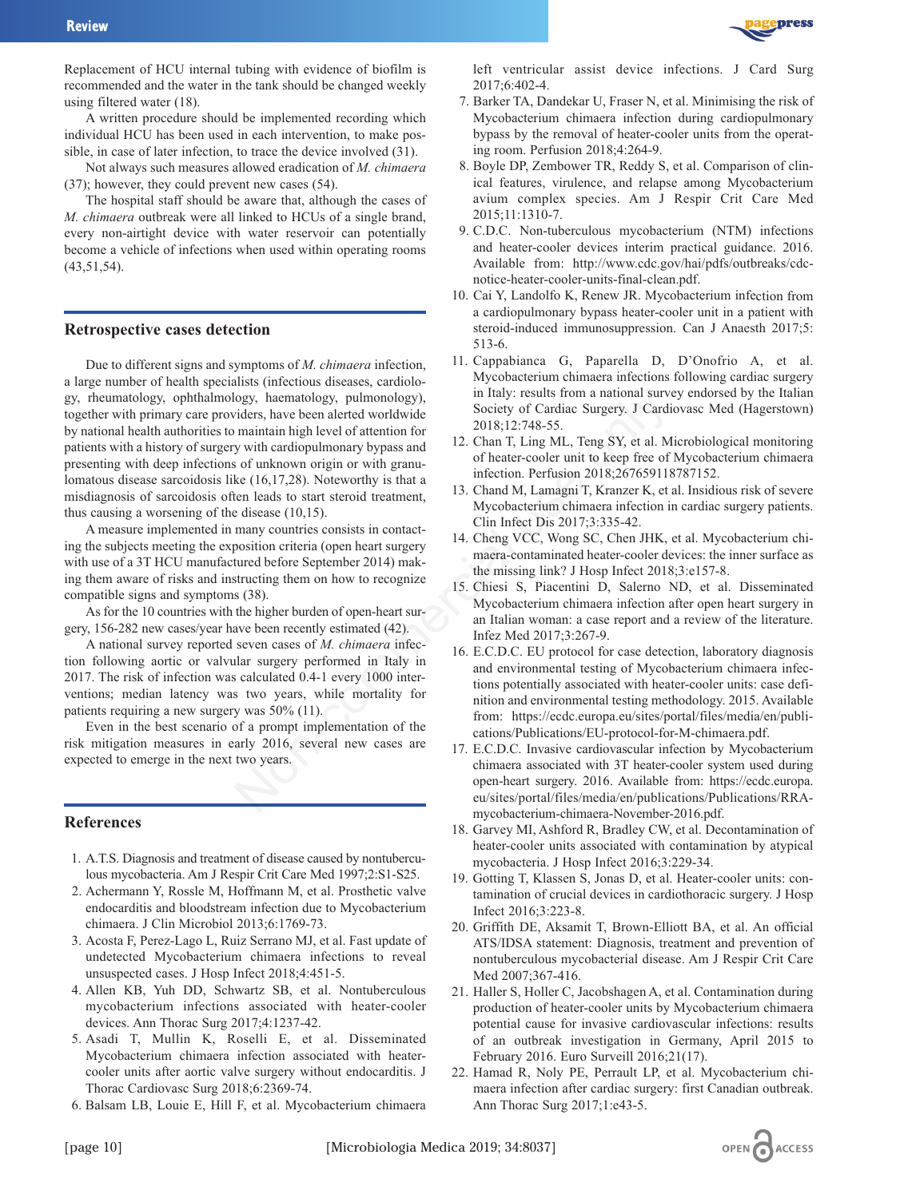Replacement of HCU internal tubing with evidence of biofilm is recommended and the water in the tank should be changed weekly using filtered water (18).

A written procedure should be implemented recording which individual HCU has been used in each intervention, to make possible, in case of later infection, to trace the device involved (31).

Not always such measures allowed eradication of *M. chimaera* (37); however, they could prevent new cases (54).

The hospital staff should be aware that, although the cases of *M. chimaera* outbreak were all linked to HCUs of a single brand, every non-airtight device with water reservoir can potentially become a vehicle of infections when used within operating rooms (43,51,54).

## Retrospective cases detection

Due to different signs and symptoms of *M. chimaera* infection, a large number of health specialists (infectious diseases, cardiology, rheumatology, ophthalmology, haematology, pulmonology), together with primary care providers, have been alerted worldwide by national health authorities to maintain high level of attention for patients with a history of surgery with cardiopulmonary bypass and presenting with deep infections of unknown origin or with granulomatous disease sarcoidosis like (16,17,28). Noteworthy is that a misdiagnosis of sarcoidosis often leads to start steroid treatment, thus causing a worsening of the disease (10,15).

A measure implemented in many countries consists in contacting the subjects meeting the exposition criteria (open heart surgery with use of a 3T HCU manufactured before September 2014) making them aware of risks and instructing them on how to recognize compatible signs and symptoms (38).

As for the 10 countries with the higher burden of open-heart surgery, 156-282 new cases/year have been recently estimated (42).

A national survey reported seven cases of *M. chimaera* infection following aortic or valvular surgery performed in Italy in 2017. The risk of infection was calculated 0.4-1 every 1000 interventions; median latency was two years, while mortality for patients requiring a new surgery was 50% (11).

Even in the best scenario of a prompt implementation of the risk mitigation measures in early 2016, several new cases are expected to emerge in the next two years.

## References

1. A.T.S. Diagnosis and treatment of disease caused by nontuberculous mycobacteria. Am J Respir Crit Care Med 1997;2:S1-S25.
2. Achermann Y, Rossle M, Hoffmann M, et al. Prosthetic valve endocarditis and bloodstream infection due to Mycobacterium chimaera. J Clin Microbiol 2013;6:1769-73.
3. Acosta F, Perez-Lago L, Ruiz Serrano MJ, et al. Fast update of undetected Mycobacterium chimaera infections to reveal unsuspected cases. J Hosp Infect 2018;4:451-5.
4. Allen KB, Yuh DD, Schwartz SB, et al. Nontuberculous mycobacterium infections associated with heater-cooler devices. Ann Thorac Surg 2017;4:1237-42.
5. Asadi T, Mullin K, Roselli E, et al. Disseminated Mycobacterium chimaera infection associated with heater-cooler units after aortic valve surgery without endocarditis. J Thorac Cardiovasc Surg 2018;6:2369-74.
6. Balsam LB, Louie E, Hill F, et al. Mycobacterium chimaera left ventricular assist device infections. J Card Surg 2017;6:402-4.
7. Barker TA, Dandekar U, Fraser N, et al. Minimising the risk of Mycobacterium chimaera infection during cardiopulmonary bypass by the removal of heater-cooler units from the operating room. Perfusion 2018;4:264-9.
8. Boyle DP, Zembower TR, Reddy S, et al. Comparison of clinical features, virulence, and relapse among Mycobacterium avium complex species. Am J Respir Crit Care Med 2015;11:1310-7.
9. C.D.C. Non-tuberculous mycobacterium (NTM) infections and heater-cooler devices interim practical guidance. 2016. Available from: http://www.cdc.gov/hai/pdfs/outbreaks/cdc-notice-heater-cooler-units-final-clean.pdf.
10. Cai Y, Landolfo K, Renew JR. Mycobacterium infection from a cardiopulmonary bypass heater-cooler unit in a patient with steroid-induced immunosuppression. Can J Anaesth 2017;5:513-6.
11. Cappabianca G, Paparella D, D'Onofrio A, et al. Mycobacterium chimaera infections following cardiac surgery in Italy: results from a national survey endorsed by the Italian Society of Cardiac Surgery. J Cardiovasc Med (Hagerstown) 2018;12:748-55.
12. Chan T, Ling ML, Teng SY, et al. Microbiological monitoring of heater-cooler unit to keep free of Mycobacterium chimaera infection. Perfusion 2018;267659118787152.
13. Chand M, Lamagni T, Kranzer K, et al. Insidious risk of severe Mycobacterium chimaera infection in cardiac surgery patients. Clin Infect Dis 2017;3:335-42.
14. Cheng VCC, Wong SC, Chen JHK, et al. Mycobacterium chimaera-contaminated heater-cooler devices: the inner surface as the missing link? J Hosp Infect 2018;3:e157-8.
15. Chiesi S, Piacentini D, Salerno ND, et al. Disseminated Mycobacterium chimaera infection after open heart surgery in an Italian woman: a case report and a review of the literature. Infez Med 2017;3:267-9.
16. E.C.D.C. EU protocol for case detection, laboratory diagnosis and environmental testing of Mycobacterium chimaera infections potentially associated with heater-cooler units: case definition and environmental testing methodology. 2015. Available from: https://ecdc.europa.eu/sites/portal/files/media/en/publications/Publications/EU-protocol-for-M-chimaera.pdf.
17. E.C.D.C. Invasive cardiovascular infection by Mycobacterium chimaera associated with 3T heater-cooler system used during open-heart surgery. 2016. Available from: https://ecdc.europa.eu/sites/portal/files/media/en/publications/Publications/RRA-mycobacterium-chimaera-November-2016.pdf.
18. Garvey MI, Ashford R, Bradley CW, et al. Decontamination of heater-cooler units associated with contamination by atypical mycobacteria. J Hosp Infect 2016;3:229-34.
19. Gotting T, Klassen S, Jonas D, et al. Heater-cooler units: contamination of crucial devices in cardiothoracic surgery. J Hosp Infect 2016;3:223-8.
20. Griffith DE, Aksamit T, Brown-Elliott BA, et al. An official ATS/IDSA statement: Diagnosis, treatment and prevention of nontuberculous mycobacterial disease. Am J Respir Crit Care Med 2007;367-416.
21. Haller S, Holler C, Jacobshagen A, et al. Contamination during production of heater-cooler units by Mycobacterium chimaera potential cause for invasive cardiovascular infections: results of an outbreak investigation in Germany, April 2015 to February 2016. Euro Surveill 2016;21(17).
22. Hamad R, Noly PE, Perrault LP, et al. Mycobacterium chimaera infection after cardiac surgery: first Canadian outbreak. Ann Thorac Surg 2017;1:e43-5.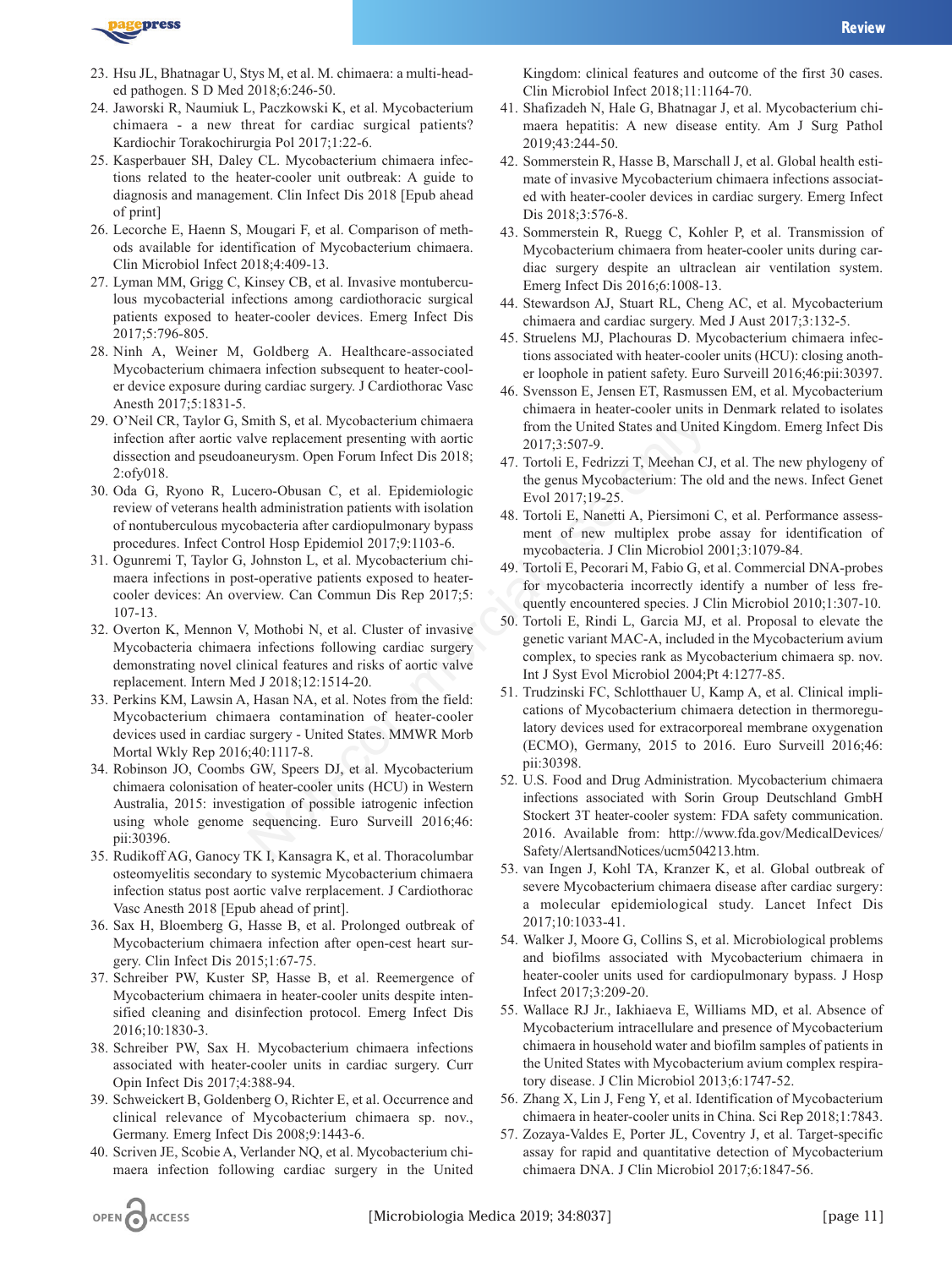23. Hsu JL, Bhatnagar U, Stys M, et al. M. chimaera: a multi-headed pathogen. S D Med 2018;6:246-50.
24. Jaworski R, Naumiuk L, Paczkowski K, et al. Mycobacterium chimaera - a new threat for cardiac surgical patients? Kardiochir Torakochirurgia Pol 2017;1:22-6.
25. Kasperbauer SH, Daley CL. Mycobacterium chimaera infections related to the heater-cooler unit outbreak: A guide to diagnosis and management. Clin Infect Dis 2018 [Epub ahead of print]
26. Lecorche E, Haenn S, Mougari F, et al. Comparison of methods available for identification of Mycobacterium chimaera. Clin Microbiol Infect 2018;4:409-13.
27. Lyman MM, Grigg C, Kinsey CB, et al. Invasive montuberculous mycobacterial infections among cardiothoracic surgical patients exposed to heater-cooler devices. Emerg Infect Dis 2017;5:796-805.
28. Ninh A, Weiner M, Goldberg A. Healthcare-associated Mycobacterium chimaera infection subsequent to heater-cooler device exposure during cardiac surgery. J Cardiothorac Vasc Anesth 2017;5:1831-5.
29. O'Neil CR, Taylor G, Smith S, et al. Mycobacterium chimaera infection after aortic valve replacement presenting with aortic dissection and pseudoaneurysm. Open Forum Infect Dis 2018; 2:ofy018.
30. Oda G, Ryono R, Lucero-Obusan C, et al. Epidemiologic review of veterans health administration patients with isolation of nontuberculous mycobacteria after cardiopulmonary bypass procedures. Infect Control Hosp Epidemiol 2017;9:1103-6.
31. Ogunremi T, Taylor G, Johnston L, et al. Mycobacterium chimaera infections in post-operative patients exposed to heater-cooler devices: An overview. Can Commun Dis Rep 2017;5:107-13.
32. Overton K, Mennon V, Mothobi N, et al. Cluster of invasive Mycobacteria chimaera infections following cardiac surgery demonstrating novel clinical features and risks of aortic valve replacement. Intern Med J 2018;12:1514-20.
33. Perkins KM, Lawsin A, Hasan NA, et al. Notes from the field: Mycobacterium chimaera contamination of heater-cooler devices used in cardiac surgery - United States. MMWR Morb Mortal Wkly Rep 2016;40:1117-8.
34. Robinson JO, Coombs GW, Speers DJ, et al. Mycobacterium chimaera colonisation of heater-cooler units (HCU) in Western Australia, 2015: investigation of possible iatrogenic infection using whole genome sequencing. Euro Surveill 2016;46: pii:30396.
35. Rudikoff AG, Ganocy TK I, Kansagra K, et al. Thoracolumbar osteomyelitis secondary to systemic Mycobacterium chimaera infection status post aortic valve rerplacement. J Cardiothorac Vasc Anesth 2018 [Epub ahead of print].
36. Sax H, Bloemberg G, Hasse B, et al. Prolonged outbreak of Mycobacterium chimaera infection after open-cest heart surgery. Clin Infect Dis 2015;1:67-75.
37. Schreiber PW, Kuster SP, Hasse B, et al. Reemergence of Mycobacterium chimaera in heater-cooler units despite intensified cleaning and disinfection protocol. Emerg Infect Dis 2016;10:1830-3.
38. Schreiber PW, Sax H. Mycobacterium chimaera infections associated with heater-cooler units in cardiac surgery. Curr Opin Infect Dis 2017;4:388-94.
39. Schweickert B, Goldenberg O, Richter E, et al. Occurrence and clinical relevance of Mycobacterium chimaera sp. nov., Germany. Emerg Infect Dis 2008;9:1443-6.
40. Scriven JE, Scobie A, Verlander NQ, et al. Mycobacterium chimaera infection following cardiac surgery in the United Kingdom: clinical features and outcome of the first 30 cases. Clin Microbiol Infect 2018;11:1164-70.
41. Shafizadeh N, Hale G, Bhatnagar J, et al. Mycobacterium chimaera hepatitis: A new disease entity. Am J Surg Pathol 2019;43:244-50.
42. Sommerstein R, Hasse B, Marschall J, et al. Global health estimate of invasive Mycobacterium chimaera infections associated with heater-cooler devices in cardiac surgery. Emerg Infect Dis 2018;3:576-8.
43. Sommerstein R, Ruegg C, Kohler P, et al. Transmission of Mycobacterium chimaera from heater-cooler units during cardiac surgery despite an ultraclean air ventilation system. Emerg Infect Dis 2016;6:1008-13.
44. Stewardson AJ, Stuart RL, Cheng AC, et al. Mycobacterium chimaera and cardiac surgery. Med J Aust 2017;3:132-5.
45. Struelens MJ, Plachouras D. Mycobacterium chimaera infections associated with heater-cooler units (HCU): closing another loophole in patient safety. Euro Surveill 2016;46:pii:30397.
46. Svensson E, Jensen ET, Rasmussen EM, et al. Mycobacterium chimaera in heater-cooler units in Denmark related to isolates from the United States and United Kingdom. Emerg Infect Dis 2017;3:507-9.
47. Tortoli E, Fedrizzi T, Meehan CJ, et al. The new phylogeny of the genus Mycobacterium: The old and the news. Infect Genet Evol 2017;19-25.
48. Tortoli E, Nanetti A, Piersimoni C, et al. Performance assessment of new multiplex probe assay for identification of mycobacteria. J Clin Microbiol 2001;3:1079-84.
49. Tortoli E, Pecorari M, Fabio G, et al. Commercial DNA-probes for mycobacteria incorrectly identify a number of less frequently encountered species. J Clin Microbiol 2010;1:307-10.
50. Tortoli E, Rindi L, Garcia MJ, et al. Proposal to elevate the genetic variant MAC-A, included in the Mycobacterium avium complex, to species rank as Mycobacterium chimaera sp. nov. Int J Syst Evol Microbiol 2004;Pt 4:1277-85.
51. Trudzinski FC, Schlotthauer U, Kamp A, et al. Clinical implications of Mycobacterium chimaera detection in thermoregulatory devices used for extracorporeal membrane oxygenation (ECMO), Germany, 2015 to 2016. Euro Surveill 2016;46: pii:30398.
52. U.S. Food and Drug Administration. Mycobacterium chimaera infections associated with Sorin Group Deutschland GmbH Stockert 3T heater-cooler system: FDA safety communication. 2016. Available from: http://www.fda.gov/MedicalDevices/Safety/AlertsandNotices/ucm504213.htm.
53. van Ingen J, Kohl TA, Kranzer K, et al. Global outbreak of severe Mycobacterium chimaera disease after cardiac surgery: a molecular epidemiological study. Lancet Infect Dis 2017;10:1033-41.
54. Walker J, Moore G, Collins S, et al. Microbiological problems and biofilms associated with Mycobacterium chimaera in heater-cooler units used for cardiopulmonary bypass. J Hosp Infect 2017;3:209-20.
55. Wallace RJ Jr., Iakhiaeva E, Williams MD, et al. Absence of Mycobacterium intracellulare and presence of Mycobacterium chimaera in household water and biofilm samples of patients in the United States with Mycobacterium avium complex respiratory disease. J Clin Microbiol 2013;6:1747-52.
56. Zhang X, Lin J, Feng Y, et al. Identification of Mycobacterium chimaera in heater-cooler units in China. Sci Rep 2018;1:7843.
57. Zozaya-Valdes E, Porter JL, Coventry J, et al. Target-specific assay for rapid and quantitative detection of Mycobacterium chimaera DNA. J Clin Microbiol 2017;6:1847-56.